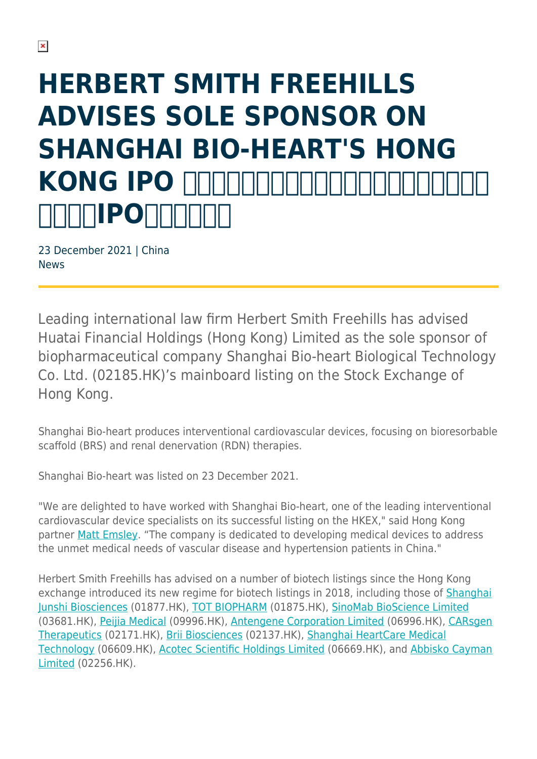# HERBERT SMITH FREEHILLS ADVISES SOLE SPONSOR ON SHANGHAI BIO-HEART'S HONG KONG IPO □□□□□□□□□□□□□□□□□□□□□□□□IPO□□□□□□

23 December 2021 | China
News

Leading international law firm Herbert Smith Freehills has advised Huatai Financial Holdings (Hong Kong) Limited as the sole sponsor of biopharmaceutical company Shanghai Bio-heart Biological Technology Co. Ltd. (02185.HK)'s mainboard listing on the Stock Exchange of Hong Kong.

Shanghai Bio-heart produces interventional cardiovascular devices, focusing on bioresorbable scaffold (BRS) and renal denervation (RDN) therapies.

Shanghai Bio-heart was listed on 23 December 2021.

"We are delighted to have worked with Shanghai Bio-heart, one of the leading interventional cardiovascular device specialists on its successful listing on the HKEX," said Hong Kong partner Matt Emsley. "The company is dedicated to developing medical devices to address the unmet medical needs of vascular disease and hypertension patients in China."

Herbert Smith Freehills has advised on a number of biotech listings since the Hong Kong exchange introduced its new regime for biotech listings in 2018, including those of Shanghai Junshi Biosciences (01877.HK), TOT BIOPHARM (01875.HK), SinoMab BioScience Limited (03681.HK), Peijia Medical (09996.HK), Antengene Corporation Limited (06996.HK), CARsgen Therapeutics (02171.HK), Brii Biosciences (02137.HK), Shanghai HeartCare Medical Technology (06609.HK), Acotec Scientific Holdings Limited (06669.HK), and Abbisko Cayman Limited (02256.HK).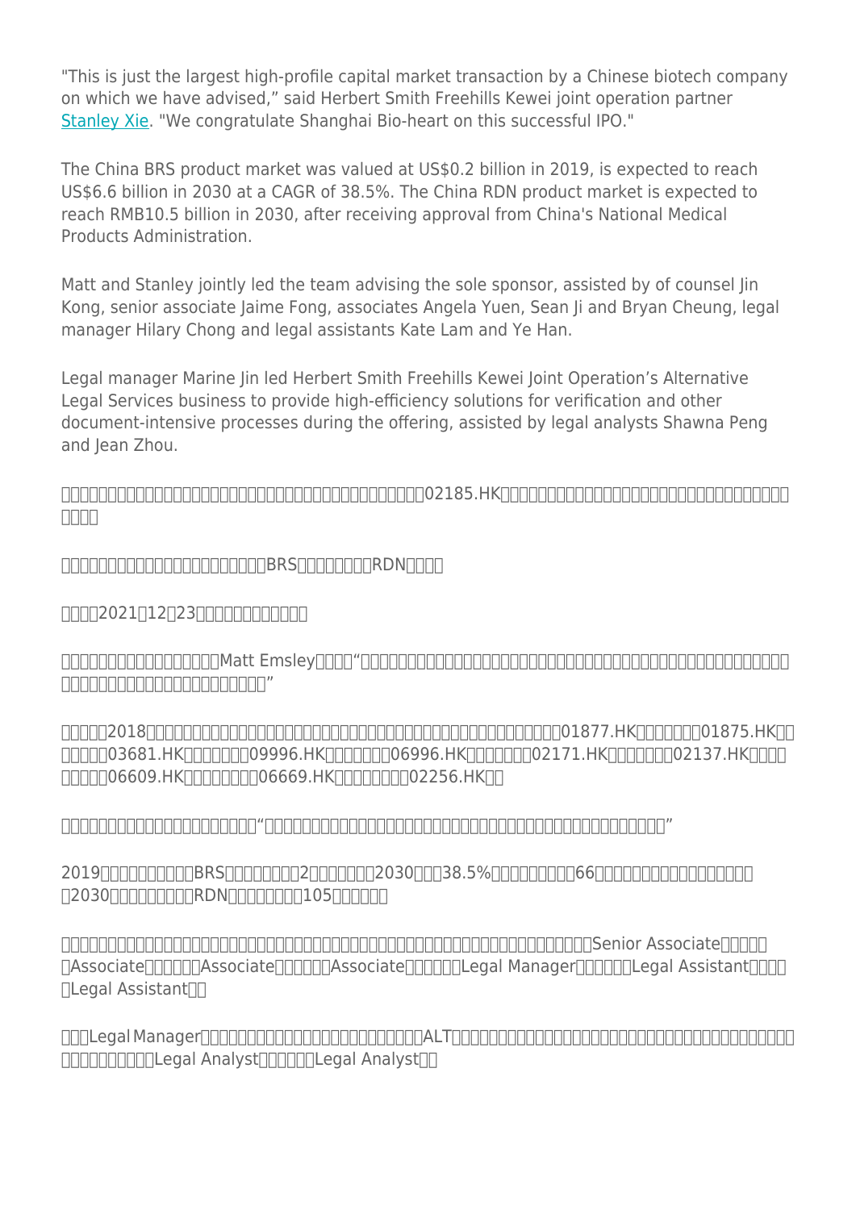"This is just the largest high-profile capital market transaction by a Chinese biotech company on which we have advised," said Herbert Smith Freehills Kewei joint operation partner Stanley Xie. "We congratulate Shanghai Bio-heart on this successful IPO."

The China BRS product market was valued at US$0.2 billion in 2019, is expected to reach US$6.6 billion in 2030 at a CAGR of 38.5%. The China RDN product market is expected to reach RMB10.5 billion in 2030, after receiving approval from China's National Medical Products Administration.

Matt and Stanley jointly led the team advising the sole sponsor, assisted by of counsel Jin Kong, senior associate Jaime Fong, associates Angela Yuen, Sean Ji and Bryan Cheung, legal manager Hilary Chong and legal assistants Kate Lam and Ye Han.

Legal manager Marine Jin led Herbert Smith Freehills Kewei Joint Operation's Alternative Legal Services business to provide high-efficiency solutions for verification and other document-intensive processes during the offering, assisted by legal analysts Shawna Peng and Jean Zhou.

□□□□□□□□□□□□□□□□□□□□□□□□□□□□□□□□□□□□02185.HK□□□□□□□□□□□□□□□□□□□□□□□□□□□□□□□□□□

□□□□□□□□□□□□□□□□□□□□□□BRS□□□□□□□RDN□□□□

□□□□2021□12□23□□□□□□□□□□□□

□□□□□□□□□□□□□□□□Matt Emsley□□□□"□□□□□□□□□□□□□□□□□□□□□□□□□□□□□□□□□□□□□□□□□□□□□□□□□□□□□□□□□□□□□□□□□□□"

□□□□□2018□□□□□□□□□□□□□□□□□□□□□□□□□□□□□□□□□□□□□□□01877.HK□□□□□□□01875.HK□□□□□□03681.HK□□□□□□□09996.HK□□□□□□□06996.HK□□□□□□□02171.HK□□□□□□□02137.HK□□□□□□□□06609.HK□□□□□□□□06669.HK□□□□□□□□02256.HK□□

□□□□□□□□□□□□□□□□□□□□□"□□□□□□□□□□□□□□□□□□□□□□□□□□□□□□□□□□□□□□□□□□□□□"

2019□□□□□□□□□BRS□□□□□□□□2□□□□□□□2030□□□38.5%□□□□□□□□□66□□□□□□□□□□□□□□□□□□2030□□□□□□□□□RDN□□□□□□□□□105□□□□□□

□□□□□□□□□□□□□□□□□□□□□□□□□□□□□□□□□□□□□□□□□□□□□□□□□□□□□Senior Associate□□□□□□Associate□□□□□□Associate□□□□□□Associate□□□□□□Legal Manager□□□□□□Legal Assistant□□□□□Legal Assistant□□

□□□Legal Manager□□□□□□□□□□□□□□□□□□□□□□□□□ALT□□□□□□□□□□□□□□□□□□□□□□□□□□□□□□□□□□□□□□□□□□□□Legal Analyst□□□□□□Legal Analyst□□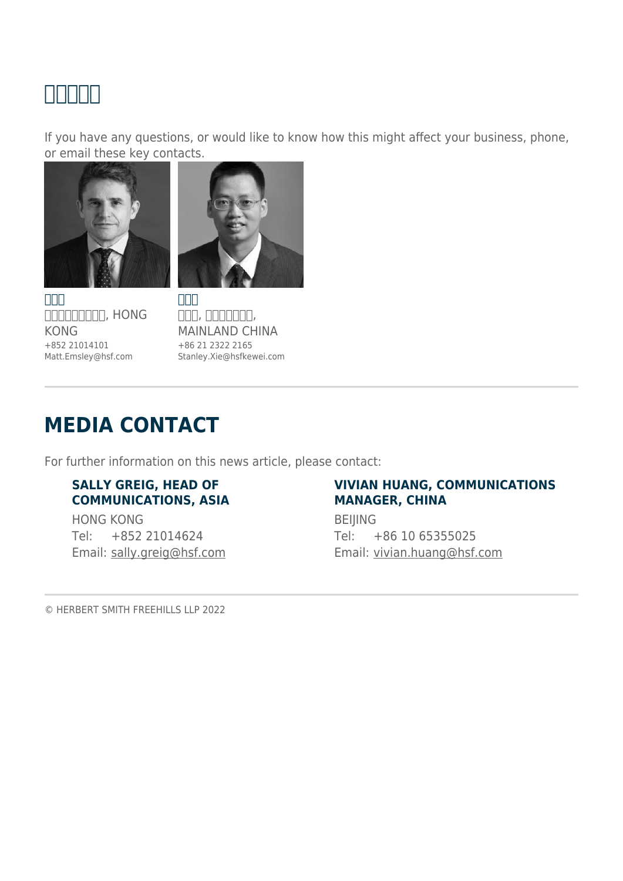# □□□□□

If you have any questions, or would like to know how this might affect your business, phone, or email these key contacts.

**□□□**
□□□□□□□□□, HONG KONG
+852 21014101
Matt.Emsley@hsf.com

**□□□**
□□□, □□□□□□□, MAINLAND CHINA
+86 21 2322 2165
Stanley.Xie@hsfkewei.com

## MEDIA CONTACT

For further information on this news article, please contact:

**SALLY GREIG, HEAD OF COMMUNICATIONS, ASIA**

HONG KONG
Tel: +852 21014624
Email: sally.greig@hsf.com

**VIVIAN HUANG, COMMUNICATIONS MANAGER, CHINA**

BEIJING
Tel: +86 10 65355025
Email: vivian.huang@hsf.com

© HERBERT SMITH FREEHILLS LLP 2022